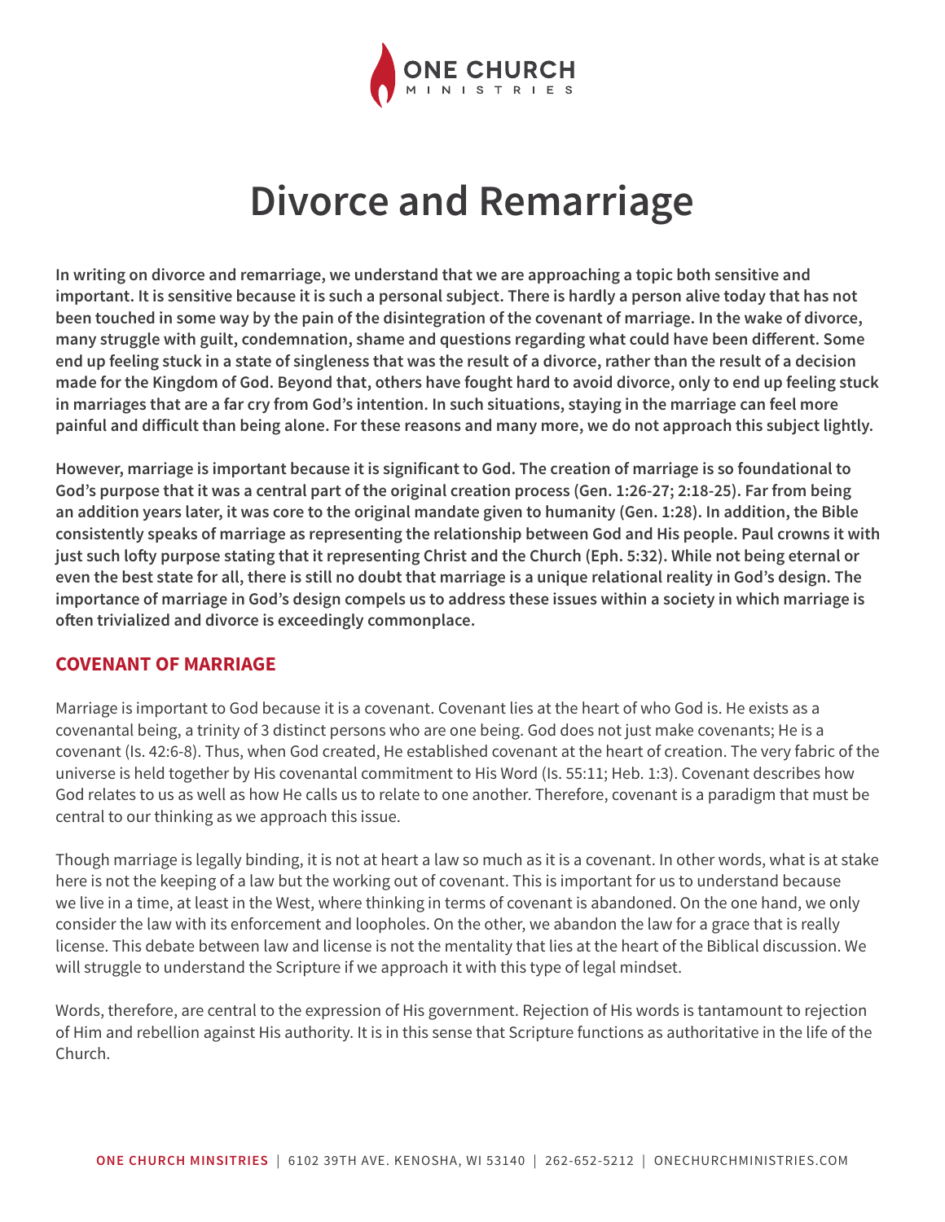# Divorce and Remarriage

**In writing on divorce and remarriage, we understand that we are approaching a topic both sensitive and important. It is sensitive because it is such a personal subject. There is hardly a person alive today that has not been touched in some way by the pain of the disintegration of the covenant of marriage. In the wake of divorce, many struggle with guilt, condemnation, shame and questions regarding what could have been different. Some end up feeling stuck in a state of singleness that was the result of a divorce, rather than the result of a decision made for the Kingdom of God. Beyond that, others have fought hard to avoid divorce, only to end up feeling stuck in marriages that are a far cry from God's intention. In such situations, staying in the marriage can feel more painful and difficult than being alone. For these reasons and many more, we do not approach this subject lightly.**

**However, marriage is important because it is significant to God. The creation of marriage is so foundational to God's purpose that it was a central part of the original creation process (Gen. 1:26-27; 2:18-25). Far from being an addition years later, it was core to the original mandate given to humanity (Gen. 1:28). In addition, the Bible consistently speaks of marriage as representing the relationship between God and His people. Paul crowns it with just such lofty purpose stating that it representing Christ and the Church (Eph. 5:32). While not being eternal or even the best state for all, there is still no doubt that marriage is a unique relational reality in God's design. The importance of marriage in God's design compels us to address these issues within a society in which marriage is often trivialized and divorce is exceedingly commonplace.**

## COVENANT OF MARRIAGE

Marriage is important to God because it is a covenant. Covenant lies at the heart of who God is. He exists as a covenantal being, a trinity of 3 distinct persons who are one being. God does not just make covenants; He is a covenant (Is. 42:6-8). Thus, when God created, He established covenant at the heart of creation. The very fabric of the universe is held together by His covenantal commitment to His Word (Is. 55:11; Heb. 1:3). Covenant describes how God relates to us as well as how He calls us to relate to one another. Therefore, covenant is a paradigm that must be central to our thinking as we approach this issue.

Though marriage is legally binding, it is not at heart a law so much as it is a covenant. In other words, what is at stake here is not the keeping of a law but the working out of covenant. This is important for us to understand because we live in a time, at least in the West, where thinking in terms of covenant is abandoned. On the one hand, we only consider the law with its enforcement and loopholes. On the other, we abandon the law for a grace that is really license. This debate between law and license is not the mentality that lies at the heart of the Biblical discussion. We will struggle to understand the Scripture if we approach it with this type of legal mindset.

Words, therefore, are central to the expression of His government. Rejection of His words is tantamount to rejection of Him and rebellion against His authority. It is in this sense that Scripture functions as authoritative in the life of the Church.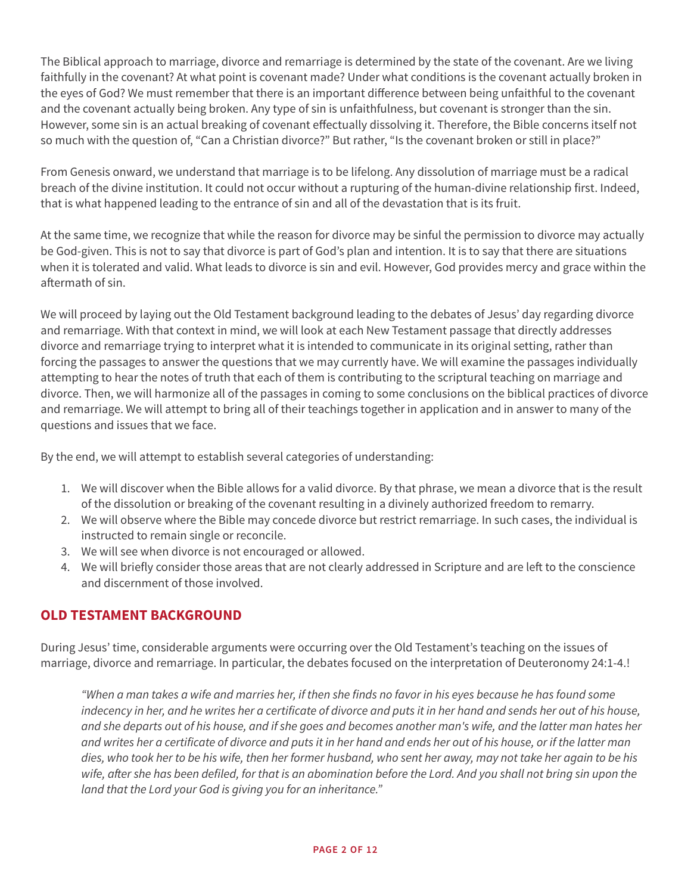The Biblical approach to marriage, divorce and remarriage is determined by the state of the covenant. Are we living faithfully in the covenant? At what point is covenant made? Under what conditions is the covenant actually broken in the eyes of God? We must remember that there is an important difference between being unfaithful to the covenant and the covenant actually being broken. Any type of sin is unfaithfulness, but covenant is stronger than the sin. However, some sin is an actual breaking of covenant effectually dissolving it. Therefore, the Bible concerns itself not so much with the question of, "Can a Christian divorce?" But rather, "Is the covenant broken or still in place?"

From Genesis onward, we understand that marriage is to be lifelong. Any dissolution of marriage must be a radical breach of the divine institution. It could not occur without a rupturing of the human-divine relationship first. Indeed, that is what happened leading to the entrance of sin and all of the devastation that is its fruit.

At the same time, we recognize that while the reason for divorce may be sinful the permission to divorce may actually be God-given. This is not to say that divorce is part of God's plan and intention. It is to say that there are situations when it is tolerated and valid. What leads to divorce is sin and evil. However, God provides mercy and grace within the aftermath of sin.

We will proceed by laying out the Old Testament background leading to the debates of Jesus' day regarding divorce and remarriage. With that context in mind, we will look at each New Testament passage that directly addresses divorce and remarriage trying to interpret what it is intended to communicate in its original setting, rather than forcing the passages to answer the questions that we may currently have. We will examine the passages individually attempting to hear the notes of truth that each of them is contributing to the scriptural teaching on marriage and divorce. Then, we will harmonize all of the passages in coming to some conclusions on the biblical practices of divorce and remarriage. We will attempt to bring all of their teachings together in application and in answer to many of the questions and issues that we face.

By the end, we will attempt to establish several categories of understanding:

1. We will discover when the Bible allows for a valid divorce. By that phrase, we mean a divorce that is the result of the dissolution or breaking of the covenant resulting in a divinely authorized freedom to remarry.
2. We will observe where the Bible may concede divorce but restrict remarriage. In such cases, the individual is instructed to remain single or reconcile.
3. We will see when divorce is not encouraged or allowed.
4. We will briefly consider those areas that are not clearly addressed in Scripture and are left to the conscience and discernment of those involved.

## OLD TESTAMENT BACKGROUND

During Jesus' time, considerable arguments were occurring over the Old Testament's teaching on the issues of marriage, divorce and remarriage. In particular, the debates focused on the interpretation of Deuteronomy 24:1-4.!

> *"When a man takes a wife and marries her, if then she finds no favor in his eyes because he has found some indecency in her, and he writes her a certificate of divorce and puts it in her hand and sends her out of his house, and she departs out of his house, and if she goes and becomes another man's wife, and the latter man hates her and writes her a certificate of divorce and puts it in her hand and ends her out of his house, or if the latter man dies, who took her to be his wife, then her former husband, who sent her away, may not take her again to be his wife, after she has been defiled, for that is an abomination before the Lord. And you shall not bring sin upon the land that the Lord your God is giving you for an inheritance."*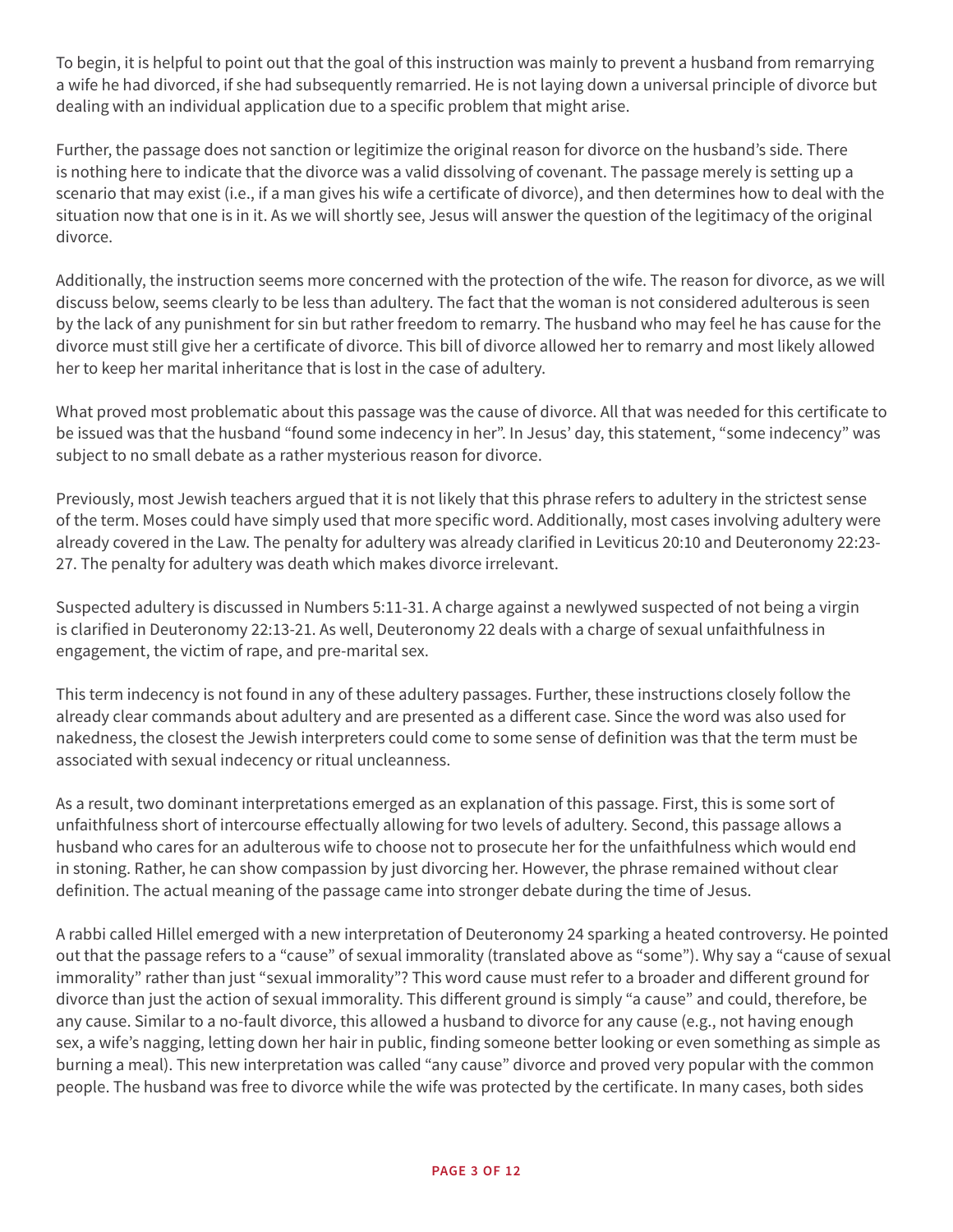To begin, it is helpful to point out that the goal of this instruction was mainly to prevent a husband from remarrying a wife he had divorced, if she had subsequently remarried. He is not laying down a universal principle of divorce but dealing with an individual application due to a specific problem that might arise.

Further, the passage does not sanction or legitimize the original reason for divorce on the husband's side. There is nothing here to indicate that the divorce was a valid dissolving of covenant. The passage merely is setting up a scenario that may exist (i.e., if a man gives his wife a certificate of divorce), and then determines how to deal with the situation now that one is in it. As we will shortly see, Jesus will answer the question of the legitimacy of the original divorce.

Additionally, the instruction seems more concerned with the protection of the wife. The reason for divorce, as we will discuss below, seems clearly to be less than adultery. The fact that the woman is not considered adulterous is seen by the lack of any punishment for sin but rather freedom to remarry. The husband who may feel he has cause for the divorce must still give her a certificate of divorce. This bill of divorce allowed her to remarry and most likely allowed her to keep her marital inheritance that is lost in the case of adultery.

What proved most problematic about this passage was the cause of divorce. All that was needed for this certificate to be issued was that the husband "found some indecency in her". In Jesus' day, this statement, "some indecency" was subject to no small debate as a rather mysterious reason for divorce.

Previously, most Jewish teachers argued that it is not likely that this phrase refers to adultery in the strictest sense of the term. Moses could have simply used that more specific word. Additionally, most cases involving adultery were already covered in the Law. The penalty for adultery was already clarified in Leviticus 20:10 and Deuteronomy 22:23-27. The penalty for adultery was death which makes divorce irrelevant.

Suspected adultery is discussed in Numbers 5:11-31. A charge against a newlywed suspected of not being a virgin is clarified in Deuteronomy 22:13-21. As well, Deuteronomy 22 deals with a charge of sexual unfaithfulness in engagement, the victim of rape, and pre-marital sex.

This term indecency is not found in any of these adultery passages. Further, these instructions closely follow the already clear commands about adultery and are presented as a different case. Since the word was also used for nakedness, the closest the Jewish interpreters could come to some sense of definition was that the term must be associated with sexual indecency or ritual uncleanness.

As a result, two dominant interpretations emerged as an explanation of this passage. First, this is some sort of unfaithfulness short of intercourse effectually allowing for two levels of adultery. Second, this passage allows a husband who cares for an adulterous wife to choose not to prosecute her for the unfaithfulness which would end in stoning. Rather, he can show compassion by just divorcing her. However, the phrase remained without clear definition. The actual meaning of the passage came into stronger debate during the time of Jesus.

A rabbi called Hillel emerged with a new interpretation of Deuteronomy 24 sparking a heated controversy. He pointed out that the passage refers to a "cause" of sexual immorality (translated above as "some"). Why say a "cause of sexual immorality" rather than just "sexual immorality"? This word cause must refer to a broader and different ground for divorce than just the action of sexual immorality. This different ground is simply "a cause" and could, therefore, be any cause. Similar to a no-fault divorce, this allowed a husband to divorce for any cause (e.g., not having enough sex, a wife's nagging, letting down her hair in public, finding someone better looking or even something as simple as burning a meal). This new interpretation was called "any cause" divorce and proved very popular with the common people. The husband was free to divorce while the wife was protected by the certificate. In many cases, both sides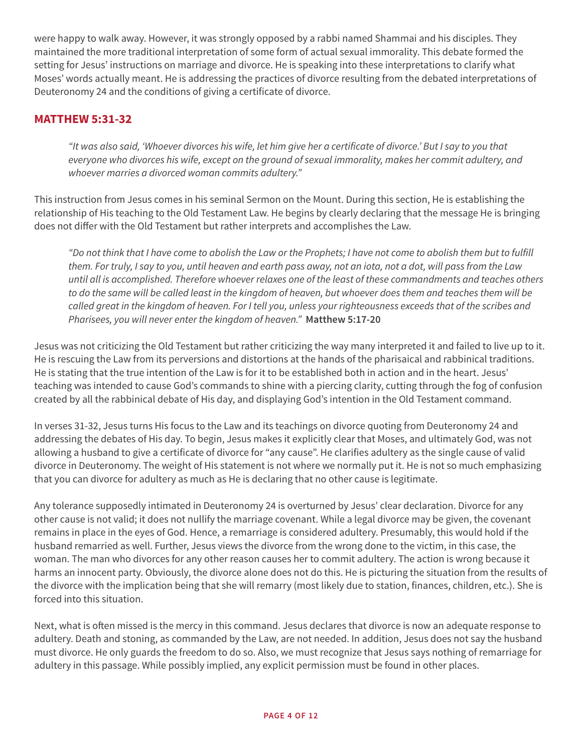were happy to walk away. However, it was strongly opposed by a rabbi named Shammai and his disciples. They maintained the more traditional interpretation of some form of actual sexual immorality. This debate formed the setting for Jesus' instructions on marriage and divorce. He is speaking into these interpretations to clarify what Moses' words actually meant. He is addressing the practices of divorce resulting from the debated interpretations of Deuteronomy 24 and the conditions of giving a certificate of divorce.

## MATTHEW 5:31-32

> *"It was also said, 'Whoever divorces his wife, let him give her a certificate of divorce.' But I say to you that everyone who divorces his wife, except on the ground of sexual immorality, makes her commit adultery, and whoever marries a divorced woman commits adultery."*

This instruction from Jesus comes in his seminal Sermon on the Mount. During this section, He is establishing the relationship of His teaching to the Old Testament Law. He begins by clearly declaring that the message He is bringing does not differ with the Old Testament but rather interprets and accomplishes the Law.

> *"Do not think that I have come to abolish the Law or the Prophets; I have not come to abolish them but to fulfill them. For truly, I say to you, until heaven and earth pass away, not an iota, not a dot, will pass from the Law until all is accomplished. Therefore whoever relaxes one of the least of these commandments and teaches others to do the same will be called least in the kingdom of heaven, but whoever does them and teaches them will be called great in the kingdom of heaven. For I tell you, unless your righteousness exceeds that of the scribes and Pharisees, you will never enter the kingdom of heaven."* **Matthew 5:17-20**

Jesus was not criticizing the Old Testament but rather criticizing the way many interpreted it and failed to live up to it. He is rescuing the Law from its perversions and distortions at the hands of the pharisaical and rabbinical traditions. He is stating that the true intention of the Law is for it to be established both in action and in the heart. Jesus' teaching was intended to cause God's commands to shine with a piercing clarity, cutting through the fog of confusion created by all the rabbinical debate of His day, and displaying God's intention in the Old Testament command.

In verses 31-32, Jesus turns His focus to the Law and its teachings on divorce quoting from Deuteronomy 24 and addressing the debates of His day. To begin, Jesus makes it explicitly clear that Moses, and ultimately God, was not allowing a husband to give a certificate of divorce for "any cause". He clarifies adultery as the single cause of valid divorce in Deuteronomy. The weight of His statement is not where we normally put it. He is not so much emphasizing that you can divorce for adultery as much as He is declaring that no other cause is legitimate.

Any tolerance supposedly intimated in Deuteronomy 24 is overturned by Jesus' clear declaration. Divorce for any other cause is not valid; it does not nullify the marriage covenant. While a legal divorce may be given, the covenant remains in place in the eyes of God. Hence, a remarriage is considered adultery. Presumably, this would hold if the husband remarried as well. Further, Jesus views the divorce from the wrong done to the victim, in this case, the woman. The man who divorces for any other reason causes her to commit adultery. The action is wrong because it harms an innocent party. Obviously, the divorce alone does not do this. He is picturing the situation from the results of the divorce with the implication being that she will remarry (most likely due to station, finances, children, etc.). She is forced into this situation.

Next, what is often missed is the mercy in this command. Jesus declares that divorce is now an adequate response to adultery. Death and stoning, as commanded by the Law, are not needed. In addition, Jesus does not say the husband must divorce. He only guards the freedom to do so. Also, we must recognize that Jesus says nothing of remarriage for adultery in this passage. While possibly implied, any explicit permission must be found in other places.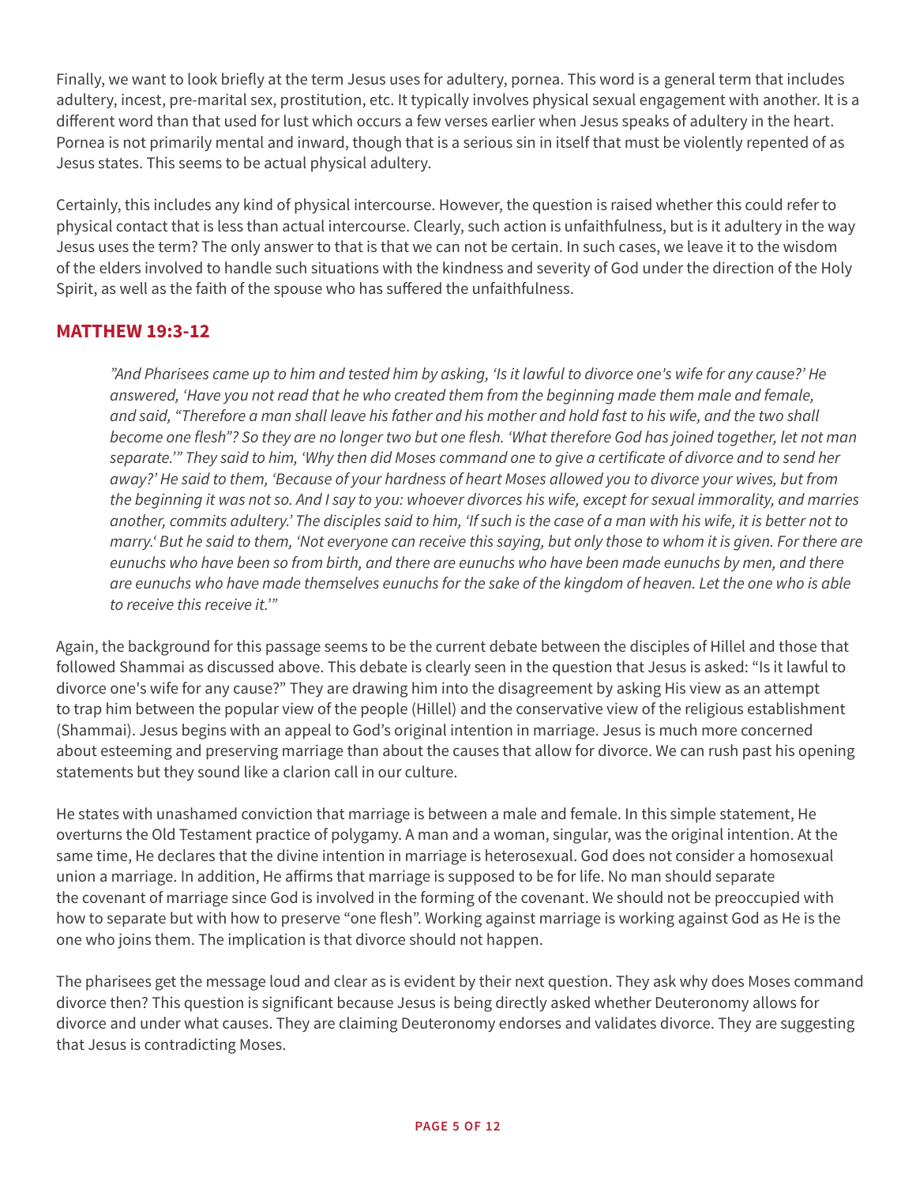Finally, we want to look briefly at the term Jesus uses for adultery, pornea. This word is a general term that includes adultery, incest, pre-marital sex, prostitution, etc. It typically involves physical sexual engagement with another. It is a different word than that used for lust which occurs a few verses earlier when Jesus speaks of adultery in the heart. Pornea is not primarily mental and inward, though that is a serious sin in itself that must be violently repented of as Jesus states. This seems to be actual physical adultery.

Certainly, this includes any kind of physical intercourse. However, the question is raised whether this could refer to physical contact that is less than actual intercourse. Clearly, such action is unfaithfulness, but is it adultery in the way Jesus uses the term? The only answer to that is that we can not be certain. In such cases, we leave it to the wisdom of the elders involved to handle such situations with the kindness and severity of God under the direction of the Holy Spirit, as well as the faith of the spouse who has suffered the unfaithfulness.

## MATTHEW 19:3-12

> *"And Pharisees came up to him and tested him by asking, 'Is it lawful to divorce one's wife for any cause?' He answered, 'Have you not read that he who created them from the beginning made them male and female, and said, "Therefore a man shall leave his father and his mother and hold fast to his wife, and the two shall become one flesh"? So they are no longer two but one flesh. 'What therefore God has joined together, let not man separate.'" They said to him, 'Why then did Moses command one to give a certificate of divorce and to send her away?' He said to them, 'Because of your hardness of heart Moses allowed you to divorce your wives, but from the beginning it was not so. And I say to you: whoever divorces his wife, except for sexual immorality, and marries another, commits adultery.' The disciples said to him, 'If such is the case of a man with his wife, it is better not to marry.' But he said to them, 'Not everyone can receive this saying, but only those to whom it is given. For there are eunuchs who have been so from birth, and there are eunuchs who have been made eunuchs by men, and there are eunuchs who have made themselves eunuchs for the sake of the kingdom of heaven. Let the one who is able to receive this receive it.'"*

Again, the background for this passage seems to be the current debate between the disciples of Hillel and those that followed Shammai as discussed above. This debate is clearly seen in the question that Jesus is asked: "Is it lawful to divorce one's wife for any cause?" They are drawing him into the disagreement by asking His view as an attempt to trap him between the popular view of the people (Hillel) and the conservative view of the religious establishment (Shammai). Jesus begins with an appeal to God's original intention in marriage. Jesus is much more concerned about esteeming and preserving marriage than about the causes that allow for divorce. We can rush past his opening statements but they sound like a clarion call in our culture.

He states with unashamed conviction that marriage is between a male and female. In this simple statement, He overturns the Old Testament practice of polygamy. A man and a woman, singular, was the original intention. At the same time, He declares that the divine intention in marriage is heterosexual. God does not consider a homosexual union a marriage. In addition, He affirms that marriage is supposed to be for life. No man should separate the covenant of marriage since God is involved in the forming of the covenant. We should not be preoccupied with how to separate but with how to preserve "one flesh". Working against marriage is working against God as He is the one who joins them. The implication is that divorce should not happen.

The pharisees get the message loud and clear as is evident by their next question. They ask why does Moses command divorce then? This question is significant because Jesus is being directly asked whether Deuteronomy allows for divorce and under what causes. They are claiming Deuteronomy endorses and validates divorce. They are suggesting that Jesus is contradicting Moses.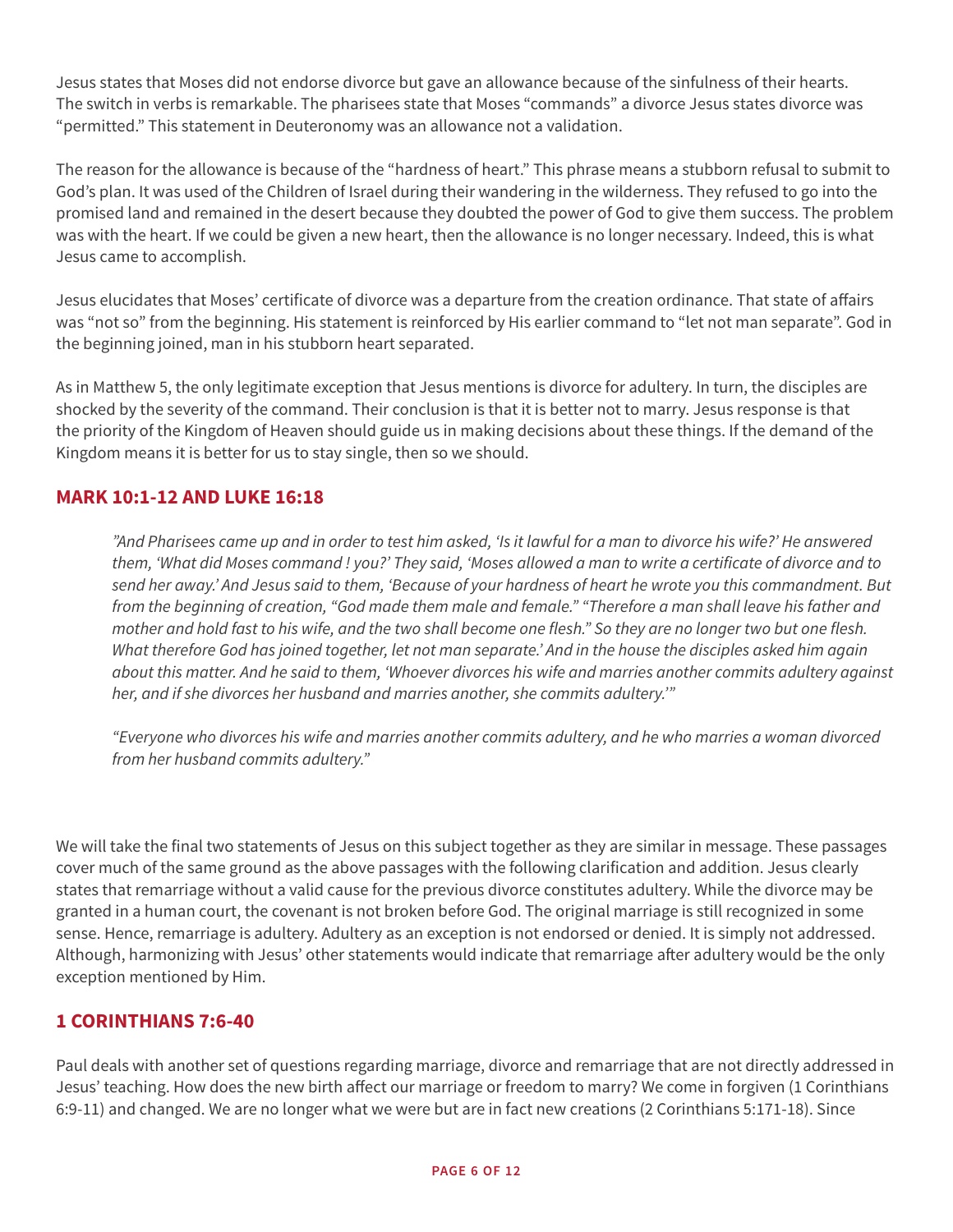Jesus states that Moses did not endorse divorce but gave an allowance because of the sinfulness of their hearts. The switch in verbs is remarkable. The pharisees state that Moses "commands" a divorce Jesus states divorce was "permitted." This statement in Deuteronomy was an allowance not a validation.

The reason for the allowance is because of the "hardness of heart." This phrase means a stubborn refusal to submit to God's plan. It was used of the Children of Israel during their wandering in the wilderness. They refused to go into the promised land and remained in the desert because they doubted the power of God to give them success. The problem was with the heart. If we could be given a new heart, then the allowance is no longer necessary. Indeed, this is what Jesus came to accomplish.

Jesus elucidates that Moses' certificate of divorce was a departure from the creation ordinance. That state of affairs was "not so" from the beginning. His statement is reinforced by His earlier command to "let not man separate". God in the beginning joined, man in his stubborn heart separated.

As in Matthew 5, the only legitimate exception that Jesus mentions is divorce for adultery. In turn, the disciples are shocked by the severity of the command. Their conclusion is that it is better not to marry. Jesus response is that the priority of the Kingdom of Heaven should guide us in making decisions about these things. If the demand of the Kingdom means it is better for us to stay single, then so we should.

## MARK 10:1-12 AND LUKE 16:18

> *"And Pharisees came up and in order to test him asked, 'Is it lawful for a man to divorce his wife?' He answered them, 'What did Moses command ! you?' They said, 'Moses allowed a man to write a certificate of divorce and to send her away.' And Jesus said to them, 'Because of your hardness of heart he wrote you this commandment. But from the beginning of creation, "God made them male and female." "Therefore a man shall leave his father and mother and hold fast to his wife, and the two shall become one flesh." So they are no longer two but one flesh. What therefore God has joined together, let not man separate.' And in the house the disciples asked him again about this matter. And he said to them, 'Whoever divorces his wife and marries another commits adultery against her, and if she divorces her husband and marries another, she commits adultery.'"*
>
> *"Everyone who divorces his wife and marries another commits adultery, and he who marries a woman divorced from her husband commits adultery."*

We will take the final two statements of Jesus on this subject together as they are similar in message. These passages cover much of the same ground as the above passages with the following clarification and addition. Jesus clearly states that remarriage without a valid cause for the previous divorce constitutes adultery. While the divorce may be granted in a human court, the covenant is not broken before God. The original marriage is still recognized in some sense. Hence, remarriage is adultery. Adultery as an exception is not endorsed or denied. It is simply not addressed. Although, harmonizing with Jesus' other statements would indicate that remarriage after adultery would be the only exception mentioned by Him.

## 1 CORINTHIANS 7:6-40

Paul deals with another set of questions regarding marriage, divorce and remarriage that are not directly addressed in Jesus' teaching. How does the new birth affect our marriage or freedom to marry? We come in forgiven (1 Corinthians 6:9-11) and changed. We are no longer what we were but are in fact new creations (2 Corinthians 5:171-18). Since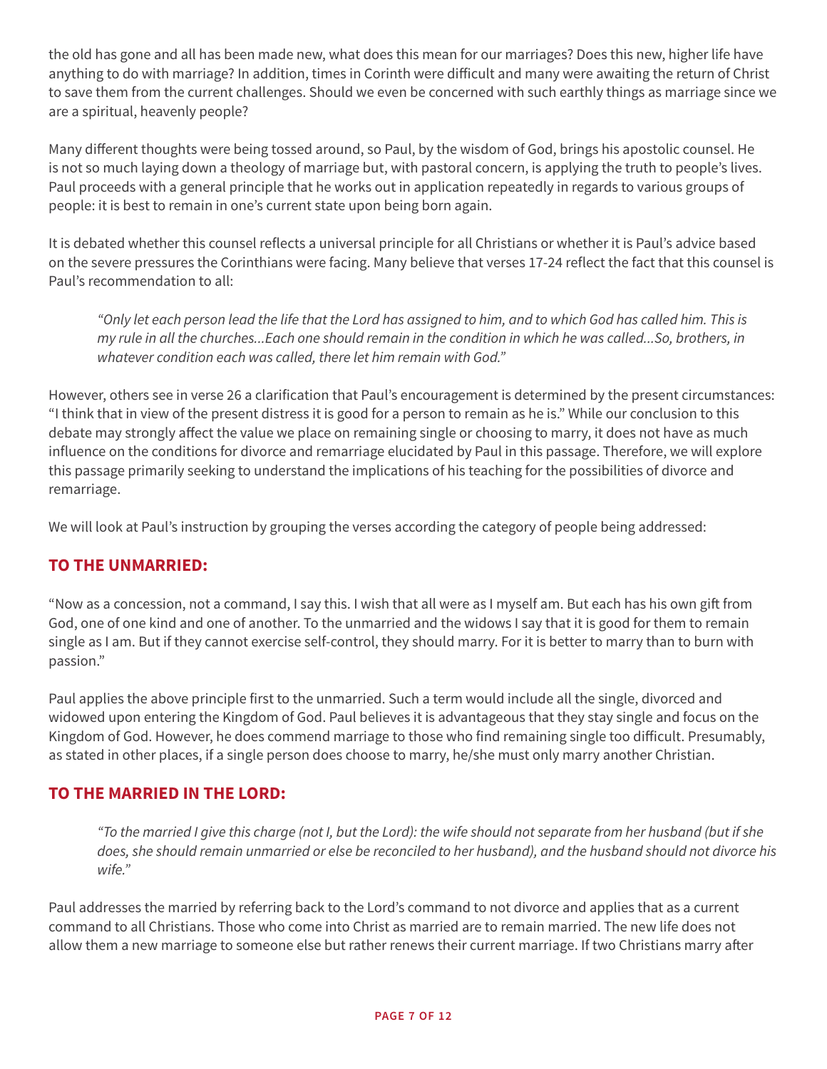the old has gone and all has been made new, what does this mean for our marriages? Does this new, higher life have anything to do with marriage? In addition, times in Corinth were difficult and many were awaiting the return of Christ to save them from the current challenges. Should we even be concerned with such earthly things as marriage since we are a spiritual, heavenly people?

Many different thoughts were being tossed around, so Paul, by the wisdom of God, brings his apostolic counsel. He is not so much laying down a theology of marriage but, with pastoral concern, is applying the truth to people's lives. Paul proceeds with a general principle that he works out in application repeatedly in regards to various groups of people: it is best to remain in one's current state upon being born again.

It is debated whether this counsel reflects a universal principle for all Christians or whether it is Paul's advice based on the severe pressures the Corinthians were facing. Many believe that verses 17-24 reflect the fact that this counsel is Paul's recommendation to all:

> *"Only let each person lead the life that the Lord has assigned to him, and to which God has called him. This is my rule in all the churches...Each one should remain in the condition in which he was called...So, brothers, in whatever condition each was called, there let him remain with God."*

However, others see in verse 26 a clarification that Paul's encouragement is determined by the present circumstances: "I think that in view of the present distress it is good for a person to remain as he is." While our conclusion to this debate may strongly affect the value we place on remaining single or choosing to marry, it does not have as much influence on the conditions for divorce and remarriage elucidated by Paul in this passage. Therefore, we will explore this passage primarily seeking to understand the implications of his teaching for the possibilities of divorce and remarriage.

We will look at Paul's instruction by grouping the verses according the category of people being addressed:

## TO THE UNMARRIED:

"Now as a concession, not a command, I say this. I wish that all were as I myself am. But each has his own gift from God, one of one kind and one of another. To the unmarried and the widows I say that it is good for them to remain single as I am. But if they cannot exercise self-control, they should marry. For it is better to marry than to burn with passion."

Paul applies the above principle first to the unmarried. Such a term would include all the single, divorced and widowed upon entering the Kingdom of God. Paul believes it is advantageous that they stay single and focus on the Kingdom of God. However, he does commend marriage to those who find remaining single too difficult. Presumably, as stated in other places, if a single person does choose to marry, he/she must only marry another Christian.

## TO THE MARRIED IN THE LORD:

> *"To the married I give this charge (not I, but the Lord): the wife should not separate from her husband (but if she does, she should remain unmarried or else be reconciled to her husband), and the husband should not divorce his wife."*

Paul addresses the married by referring back to the Lord's command to not divorce and applies that as a current command to all Christians. Those who come into Christ as married are to remain married. The new life does not allow them a new marriage to someone else but rather renews their current marriage. If two Christians marry after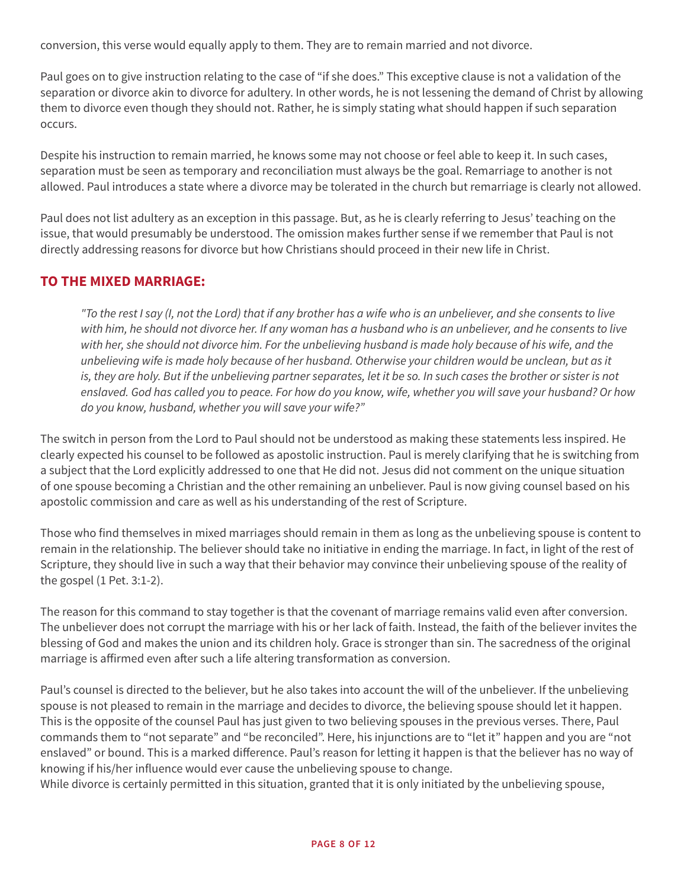conversion, this verse would equally apply to them. They are to remain married and not divorce.

Paul goes on to give instruction relating to the case of "if she does." This exceptive clause is not a validation of the separation or divorce akin to divorce for adultery. In other words, he is not lessening the demand of Christ by allowing them to divorce even though they should not. Rather, he is simply stating what should happen if such separation occurs.

Despite his instruction to remain married, he knows some may not choose or feel able to keep it. In such cases, separation must be seen as temporary and reconciliation must always be the goal. Remarriage to another is not allowed. Paul introduces a state where a divorce may be tolerated in the church but remarriage is clearly not allowed.

Paul does not list adultery as an exception in this passage. But, as he is clearly referring to Jesus' teaching on the issue, that would presumably be understood. The omission makes further sense if we remember that Paul is not directly addressing reasons for divorce but how Christians should proceed in their new life in Christ.

## TO THE MIXED MARRIAGE:

> *"To the rest I say (I, not the Lord) that if any brother has a wife who is an unbeliever, and she consents to live with him, he should not divorce her. If any woman has a husband who is an unbeliever, and he consents to live with her, she should not divorce him. For the unbelieving husband is made holy because of his wife, and the unbelieving wife is made holy because of her husband. Otherwise your children would be unclean, but as it is, they are holy. But if the unbelieving partner separates, let it be so. In such cases the brother or sister is not enslaved. God has called you to peace. For how do you know, wife, whether you will save your husband? Or how do you know, husband, whether you will save your wife?"*

The switch in person from the Lord to Paul should not be understood as making these statements less inspired. He clearly expected his counsel to be followed as apostolic instruction. Paul is merely clarifying that he is switching from a subject that the Lord explicitly addressed to one that He did not. Jesus did not comment on the unique situation of one spouse becoming a Christian and the other remaining an unbeliever. Paul is now giving counsel based on his apostolic commission and care as well as his understanding of the rest of Scripture.

Those who find themselves in mixed marriages should remain in them as long as the unbelieving spouse is content to remain in the relationship. The believer should take no initiative in ending the marriage. In fact, in light of the rest of Scripture, they should live in such a way that their behavior may convince their unbelieving spouse of the reality of the gospel (1 Pet. 3:1-2).

The reason for this command to stay together is that the covenant of marriage remains valid even after conversion. The unbeliever does not corrupt the marriage with his or her lack of faith. Instead, the faith of the believer invites the blessing of God and makes the union and its children holy. Grace is stronger than sin. The sacredness of the original marriage is affirmed even after such a life altering transformation as conversion.

Paul's counsel is directed to the believer, but he also takes into account the will of the unbeliever. If the unbelieving spouse is not pleased to remain in the marriage and decides to divorce, the believing spouse should let it happen. This is the opposite of the counsel Paul has just given to two believing spouses in the previous verses. There, Paul commands them to "not separate" and "be reconciled". Here, his injunctions are to "let it" happen and you are "not enslaved" or bound. This is a marked difference. Paul's reason for letting it happen is that the believer has no way of knowing if his/her influence would ever cause the unbelieving spouse to change.

While divorce is certainly permitted in this situation, granted that it is only initiated by the unbelieving spouse,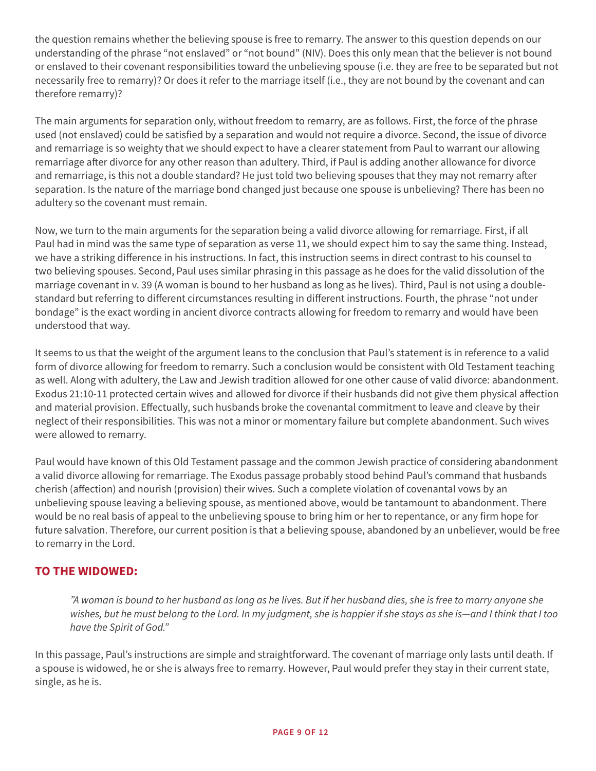the question remains whether the believing spouse is free to remarry. The answer to this question depends on our understanding of the phrase "not enslaved" or "not bound" (NIV). Does this only mean that the believer is not bound or enslaved to their covenant responsibilities toward the unbelieving spouse (i.e. they are free to be separated but not necessarily free to remarry)? Or does it refer to the marriage itself (i.e., they are not bound by the covenant and can therefore remarry)?

The main arguments for separation only, without freedom to remarry, are as follows. First, the force of the phrase used (not enslaved) could be satisfied by a separation and would not require a divorce. Second, the issue of divorce and remarriage is so weighty that we should expect to have a clearer statement from Paul to warrant our allowing remarriage after divorce for any other reason than adultery. Third, if Paul is adding another allowance for divorce and remarriage, is this not a double standard? He just told two believing spouses that they may not remarry after separation. Is the nature of the marriage bond changed just because one spouse is unbelieving? There has been no adultery so the covenant must remain.

Now, we turn to the main arguments for the separation being a valid divorce allowing for remarriage. First, if all Paul had in mind was the same type of separation as verse 11, we should expect him to say the same thing. Instead, we have a striking difference in his instructions. In fact, this instruction seems in direct contrast to his counsel to two believing spouses. Second, Paul uses similar phrasing in this passage as he does for the valid dissolution of the marriage covenant in v. 39 (A woman is bound to her husband as long as he lives). Third, Paul is not using a double-standard but referring to different circumstances resulting in different instructions. Fourth, the phrase "not under bondage" is the exact wording in ancient divorce contracts allowing for freedom to remarry and would have been understood that way.

It seems to us that the weight of the argument leans to the conclusion that Paul's statement is in reference to a valid form of divorce allowing for freedom to remarry. Such a conclusion would be consistent with Old Testament teaching as well. Along with adultery, the Law and Jewish tradition allowed for one other cause of valid divorce: abandonment. Exodus 21:10-11 protected certain wives and allowed for divorce if their husbands did not give them physical affection and material provision. Effectually, such husbands broke the covenantal commitment to leave and cleave by their neglect of their responsibilities. This was not a minor or momentary failure but complete abandonment. Such wives were allowed to remarry.

Paul would have known of this Old Testament passage and the common Jewish practice of considering abandonment a valid divorce allowing for remarriage. The Exodus passage probably stood behind Paul's command that husbands cherish (affection) and nourish (provision) their wives. Such a complete violation of covenantal vows by an unbelieving spouse leaving a believing spouse, as mentioned above, would be tantamount to abandonment. There would be no real basis of appeal to the unbelieving spouse to bring him or her to repentance, or any firm hope for future salvation. Therefore, our current position is that a believing spouse, abandoned by an unbeliever, would be free to remarry in the Lord.

## TO THE WIDOWED:

> *"A woman is bound to her husband as long as he lives. But if her husband dies, she is free to marry anyone she wishes, but he must belong to the Lord. In my judgment, she is happier if she stays as she is—and I think that I too have the Spirit of God."*

In this passage, Paul's instructions are simple and straightforward. The covenant of marriage only lasts until death. If a spouse is widowed, he or she is always free to remarry. However, Paul would prefer they stay in their current state, single, as he is.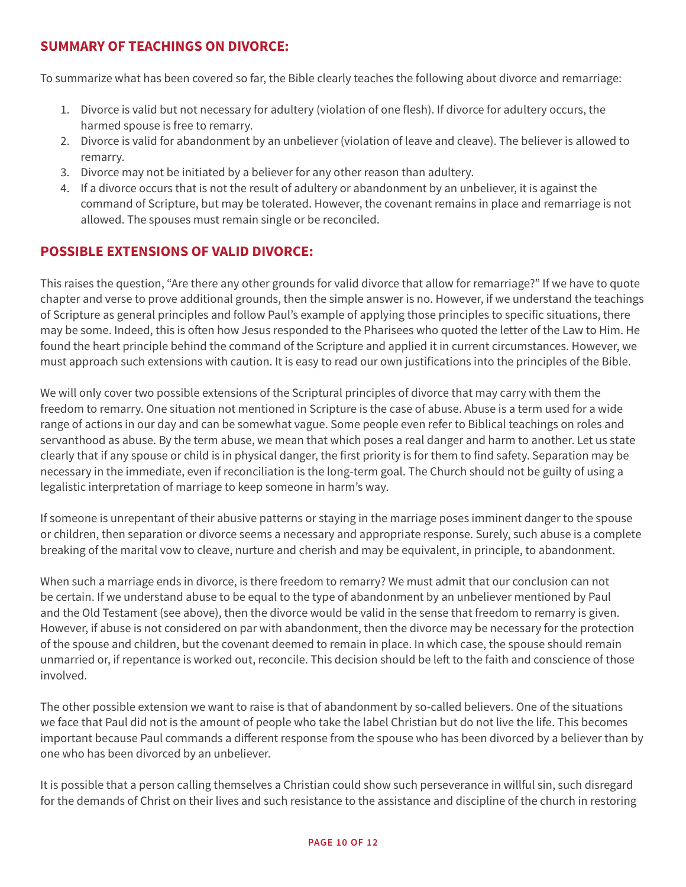## SUMMARY OF TEACHINGS ON DIVORCE:

To summarize what has been covered so far, the Bible clearly teaches the following about divorce and remarriage:

1. Divorce is valid but not necessary for adultery (violation of one flesh). If divorce for adultery occurs, the harmed spouse is free to remarry.
2. Divorce is valid for abandonment by an unbeliever (violation of leave and cleave). The believer is allowed to remarry.
3. Divorce may not be initiated by a believer for any other reason than adultery.
4. If a divorce occurs that is not the result of adultery or abandonment by an unbeliever, it is against the command of Scripture, but may be tolerated. However, the covenant remains in place and remarriage is not allowed. The spouses must remain single or be reconciled.

## POSSIBLE EXTENSIONS OF VALID DIVORCE:

This raises the question, "Are there any other grounds for valid divorce that allow for remarriage?" If we have to quote chapter and verse to prove additional grounds, then the simple answer is no. However, if we understand the teachings of Scripture as general principles and follow Paul's example of applying those principles to specific situations, there may be some. Indeed, this is often how Jesus responded to the Pharisees who quoted the letter of the Law to Him. He found the heart principle behind the command of the Scripture and applied it in current circumstances. However, we must approach such extensions with caution. It is easy to read our own justifications into the principles of the Bible.

We will only cover two possible extensions of the Scriptural principles of divorce that may carry with them the freedom to remarry. One situation not mentioned in Scripture is the case of abuse. Abuse is a term used for a wide range of actions in our day and can be somewhat vague. Some people even refer to Biblical teachings on roles and servanthood as abuse. By the term abuse, we mean that which poses a real danger and harm to another. Let us state clearly that if any spouse or child is in physical danger, the first priority is for them to find safety. Separation may be necessary in the immediate, even if reconciliation is the long-term goal. The Church should not be guilty of using a legalistic interpretation of marriage to keep someone in harm's way.

If someone is unrepentant of their abusive patterns or staying in the marriage poses imminent danger to the spouse or children, then separation or divorce seems a necessary and appropriate response. Surely, such abuse is a complete breaking of the marital vow to cleave, nurture and cherish and may be equivalent, in principle, to abandonment.

When such a marriage ends in divorce, is there freedom to remarry? We must admit that our conclusion can not be certain. If we understand abuse to be equal to the type of abandonment by an unbeliever mentioned by Paul and the Old Testament (see above), then the divorce would be valid in the sense that freedom to remarry is given. However, if abuse is not considered on par with abandonment, then the divorce may be necessary for the protection of the spouse and children, but the covenant deemed to remain in place. In which case, the spouse should remain unmarried or, if repentance is worked out, reconcile. This decision should be left to the faith and conscience of those involved.

The other possible extension we want to raise is that of abandonment by so-called believers. One of the situations we face that Paul did not is the amount of people who take the label Christian but do not live the life. This becomes important because Paul commands a different response from the spouse who has been divorced by a believer than by one who has been divorced by an unbeliever.

It is possible that a person calling themselves a Christian could show such perseverance in willful sin, such disregard for the demands of Christ on their lives and such resistance to the assistance and discipline of the church in restoring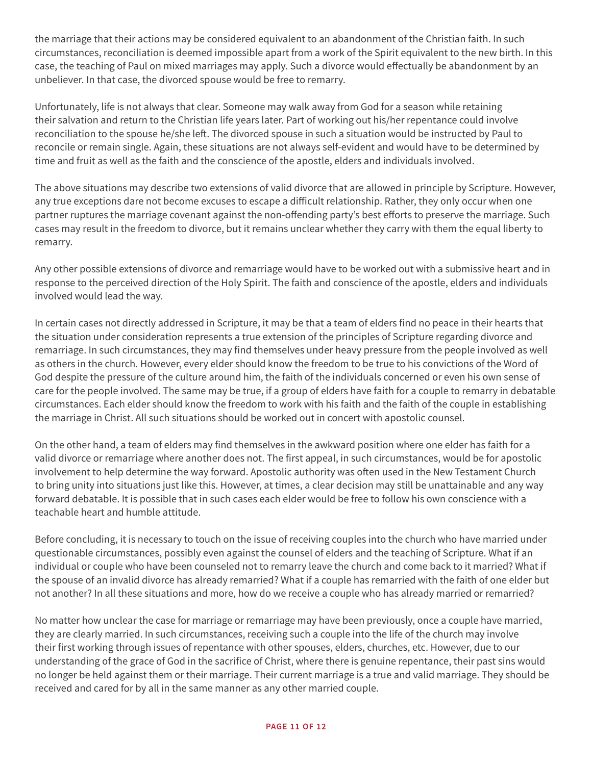the marriage that their actions may be considered equivalent to an abandonment of the Christian faith. In such circumstances, reconciliation is deemed impossible apart from a work of the Spirit equivalent to the new birth. In this case, the teaching of Paul on mixed marriages may apply. Such a divorce would effectually be abandonment by an unbeliever. In that case, the divorced spouse would be free to remarry.

Unfortunately, life is not always that clear. Someone may walk away from God for a season while retaining their salvation and return to the Christian life years later. Part of working out his/her repentance could involve reconciliation to the spouse he/she left. The divorced spouse in such a situation would be instructed by Paul to reconcile or remain single. Again, these situations are not always self-evident and would have to be determined by time and fruit as well as the faith and the conscience of the apostle, elders and individuals involved.

The above situations may describe two extensions of valid divorce that are allowed in principle by Scripture. However, any true exceptions dare not become excuses to escape a difficult relationship. Rather, they only occur when one partner ruptures the marriage covenant against the non-offending party's best efforts to preserve the marriage. Such cases may result in the freedom to divorce, but it remains unclear whether they carry with them the equal liberty to remarry.

Any other possible extensions of divorce and remarriage would have to be worked out with a submissive heart and in response to the perceived direction of the Holy Spirit. The faith and conscience of the apostle, elders and individuals involved would lead the way.

In certain cases not directly addressed in Scripture, it may be that a team of elders find no peace in their hearts that the situation under consideration represents a true extension of the principles of Scripture regarding divorce and remarriage. In such circumstances, they may find themselves under heavy pressure from the people involved as well as others in the church. However, every elder should know the freedom to be true to his convictions of the Word of God despite the pressure of the culture around him, the faith of the individuals concerned or even his own sense of care for the people involved. The same may be true, if a group of elders have faith for a couple to remarry in debatable circumstances. Each elder should know the freedom to work with his faith and the faith of the couple in establishing the marriage in Christ. All such situations should be worked out in concert with apostolic counsel.

On the other hand, a team of elders may find themselves in the awkward position where one elder has faith for a valid divorce or remarriage where another does not. The first appeal, in such circumstances, would be for apostolic involvement to help determine the way forward. Apostolic authority was often used in the New Testament Church to bring unity into situations just like this. However, at times, a clear decision may still be unattainable and any way forward debatable. It is possible that in such cases each elder would be free to follow his own conscience with a teachable heart and humble attitude.

Before concluding, it is necessary to touch on the issue of receiving couples into the church who have married under questionable circumstances, possibly even against the counsel of elders and the teaching of Scripture. What if an individual or couple who have been counseled not to remarry leave the church and come back to it married? What if the spouse of an invalid divorce has already remarried? What if a couple has remarried with the faith of one elder but not another? In all these situations and more, how do we receive a couple who has already married or remarried?

No matter how unclear the case for marriage or remarriage may have been previously, once a couple have married, they are clearly married. In such circumstances, receiving such a couple into the life of the church may involve their first working through issues of repentance with other spouses, elders, churches, etc. However, due to our understanding of the grace of God in the sacrifice of Christ, where there is genuine repentance, their past sins would no longer be held against them or their marriage. Their current marriage is a true and valid marriage. They should be received and cared for by all in the same manner as any other married couple.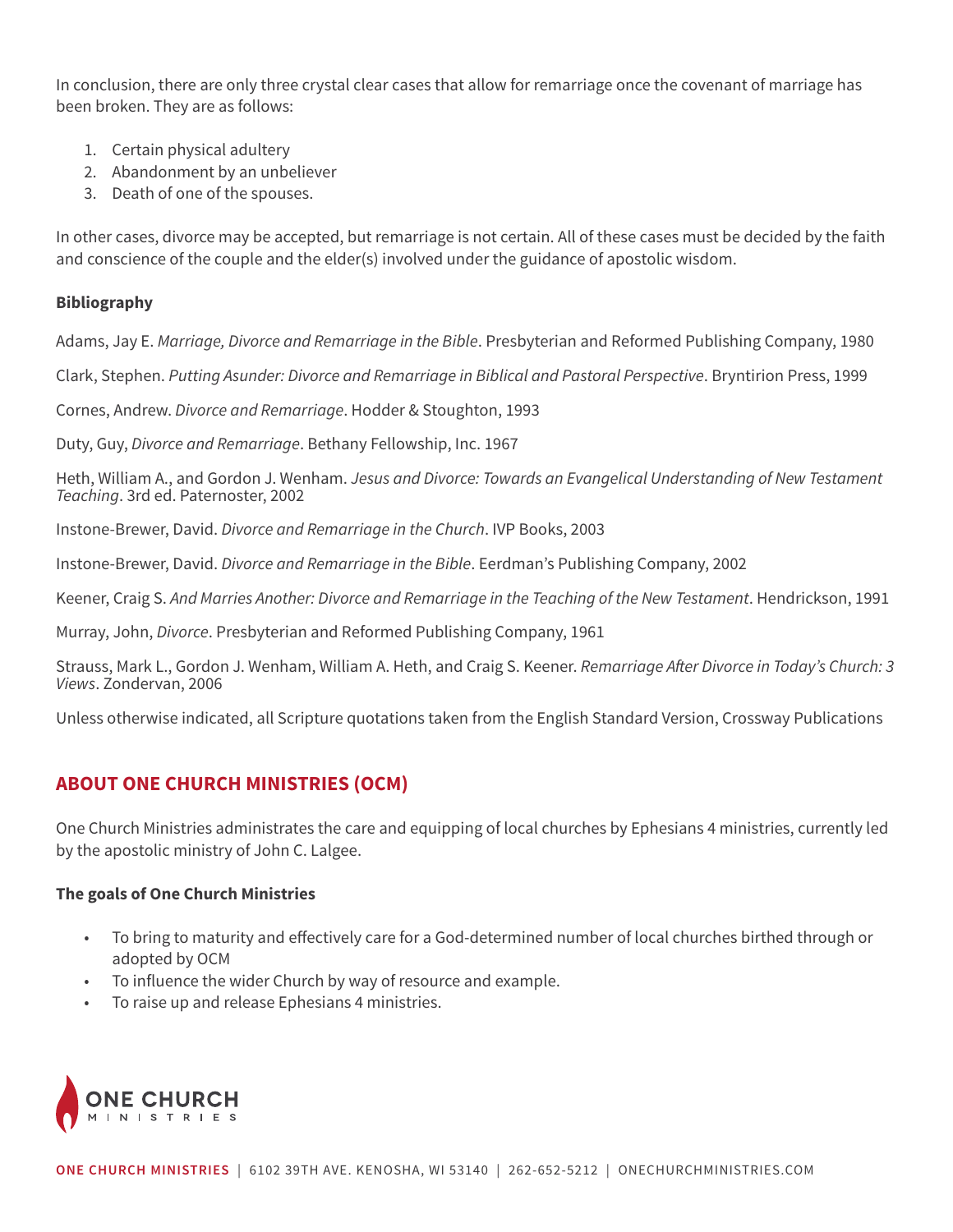In conclusion, there are only three crystal clear cases that allow for remarriage once the covenant of marriage has been broken. They are as follows:

1. Certain physical adultery
2. Abandonment by an unbeliever
3. Death of one of the spouses.

In other cases, divorce may be accepted, but remarriage is not certain. All of these cases must be decided by the faith and conscience of the couple and the elder(s) involved under the guidance of apostolic wisdom.

**Bibliography**

Adams, Jay E. *Marriage, Divorce and Remarriage in the Bible*. Presbyterian and Reformed Publishing Company, 1980

Clark, Stephen. *Putting Asunder: Divorce and Remarriage in Biblical and Pastoral Perspective*. Bryntirion Press, 1999

Cornes, Andrew. *Divorce and Remarriage*. Hodder & Stoughton, 1993

Duty, Guy, *Divorce and Remarriage*. Bethany Fellowship, Inc. 1967

Heth, William A., and Gordon J. Wenham. *Jesus and Divorce: Towards an Evangelical Understanding of New Testament Teaching*. 3rd ed. Paternoster, 2002

Instone-Brewer, David. *Divorce and Remarriage in the Church*. IVP Books, 2003

Instone-Brewer, David. *Divorce and Remarriage in the Bible*. Eerdman's Publishing Company, 2002

Keener, Craig S. *And Marries Another: Divorce and Remarriage in the Teaching of the New Testament*. Hendrickson, 1991

Murray, John, *Divorce*. Presbyterian and Reformed Publishing Company, 1961

Strauss, Mark L., Gordon J. Wenham, William A. Heth, and Craig S. Keener. *Remarriage After Divorce in Today's Church: 3 Views*. Zondervan, 2006

Unless otherwise indicated, all Scripture quotations taken from the English Standard Version, Crossway Publications

## ABOUT ONE CHURCH MINISTRIES (OCM)

One Church Ministries administrates the care and equipping of local churches by Ephesians 4 ministries, currently led by the apostolic ministry of John C. Lalgee.

**The goals of One Church Ministries**

- To bring to maturity and effectively care for a God-determined number of local churches birthed through or adopted by OCM
- To influence the wider Church by way of resource and example.
- To raise up and release Ephesians 4 ministries.

ONE CHURCH MINISTRIES

ONE CHURCH MINISTRIES | 6102 39TH AVE. KENOSHA, WI 53140 | 262-652-5212 | ONECHURCHMINISTRIES.COM